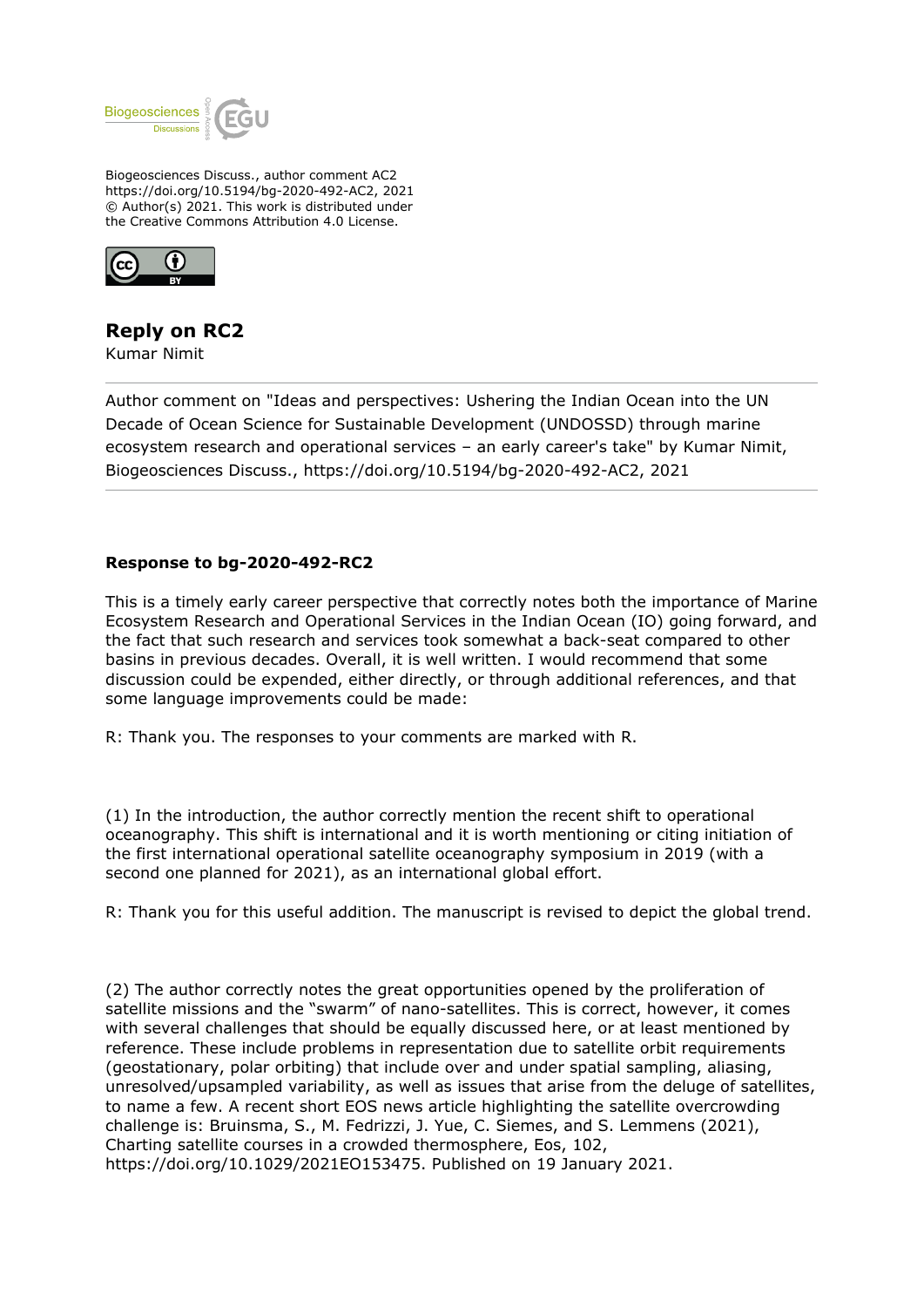Biogeosciences Discuss., author comment AC2
https://doi.org/10.5194/bg-2020-492-AC2, 2021
© Author(s) 2021. This work is distributed under
the Creative Commons Attribution 4.0 License.

# Reply on RC2

Kumar Nimit

Author comment on "Ideas and perspectives: Ushering the Indian Ocean into the UN Decade of Ocean Science for Sustainable Development (UNDOSSD) through marine ecosystem research and operational services – an early career's take" by Kumar Nimit, Biogeosciences Discuss., https://doi.org/10.5194/bg-2020-492-AC2, 2021

---

**Response to bg-2020-492-RC2**

This is a timely early career perspective that correctly notes both the importance of Marine Ecosystem Research and Operational Services in the Indian Ocean (IO) going forward, and the fact that such research and services took somewhat a back-seat compared to other basins in previous decades. Overall, it is well written. I would recommend that some discussion could be expended, either directly, or through additional references, and that some language improvements could be made:

R: Thank you. The responses to your comments are marked with R.

(1) In the introduction, the author correctly mention the recent shift to operational oceanography. This shift is international and it is worth mentioning or citing initiation of the first international operational satellite oceanography symposium in 2019 (with a second one planned for 2021), as an international global effort.

R: Thank you for this useful addition. The manuscript is revised to depict the global trend.

(2) The author correctly notes the great opportunities opened by the proliferation of satellite missions and the "swarm" of nano-satellites. This is correct, however, it comes with several challenges that should be equally discussed here, or at least mentioned by reference. These include problems in representation due to satellite orbit requirements (geostationary, polar orbiting) that include over and under spatial sampling, aliasing, unresolved/upsampled variability, as well as issues that arise from the deluge of satellites, to name a few. A recent short EOS news article highlighting the satellite overcrowding challenge is: Bruinsma, S., M. Fedrizzi, J. Yue, C. Siemes, and S. Lemmens (2021), Charting satellite courses in a crowded thermosphere, Eos, 102, https://doi.org/10.1029/2021EO153475. Published on 19 January 2021.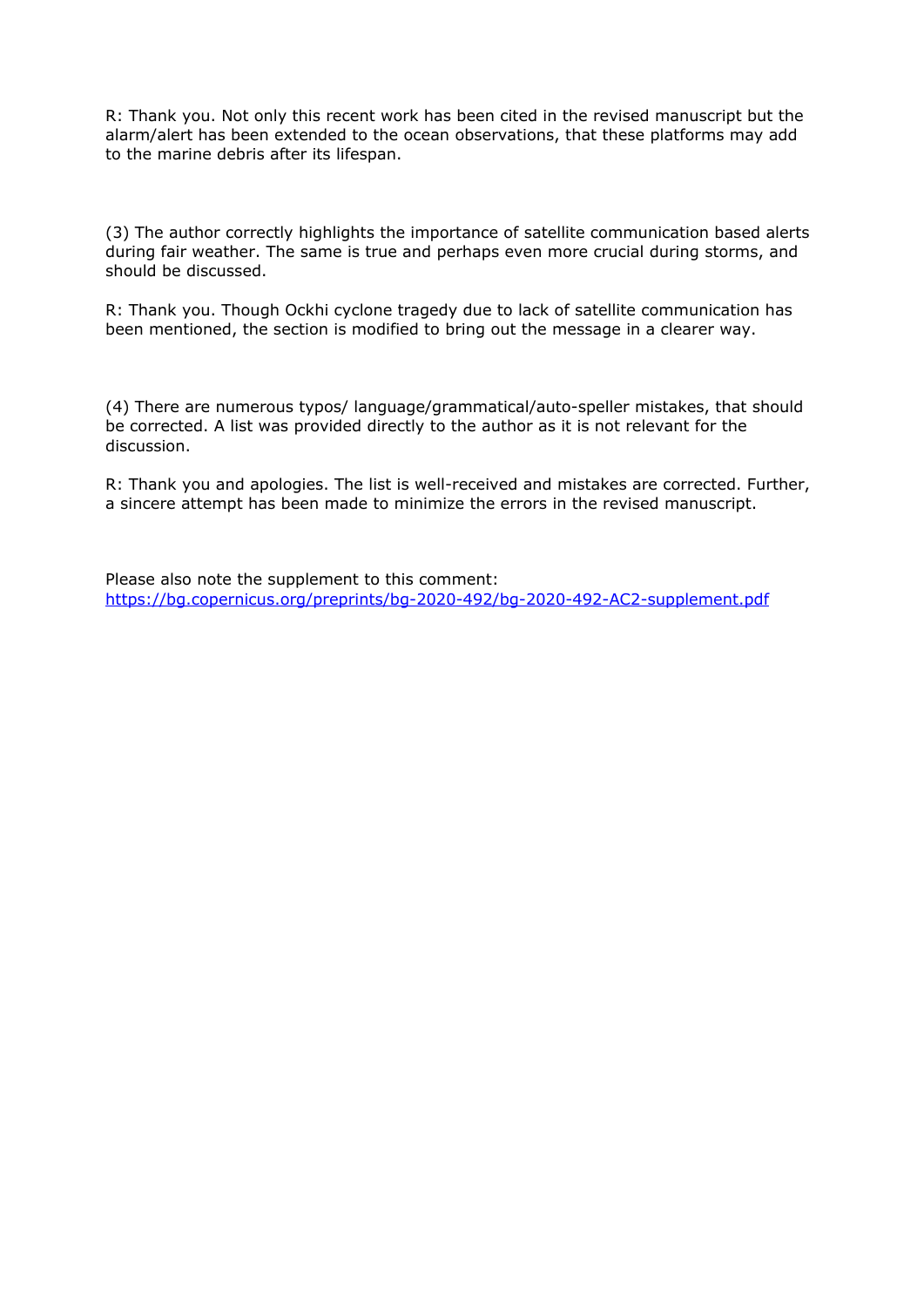R: Thank you. Not only this recent work has been cited in the revised manuscript but the alarm/alert has been extended to the ocean observations, that these platforms may add to the marine debris after its lifespan.

(3) The author correctly highlights the importance of satellite communication based alerts during fair weather. The same is true and perhaps even more crucial during storms, and should be discussed.

R: Thank you. Though Ockhi cyclone tragedy due to lack of satellite communication has been mentioned, the section is modified to bring out the message in a clearer way.

(4) There are numerous typos/ language/grammatical/auto-speller mistakes, that should be corrected. A list was provided directly to the author as it is not relevant for the discussion.

R: Thank you and apologies. The list is well-received and mistakes are corrected. Further, a sincere attempt has been made to minimize the errors in the revised manuscript.

Please also note the supplement to this comment:
https://bg.copernicus.org/preprints/bg-2020-492/bg-2020-492-AC2-supplement.pdf